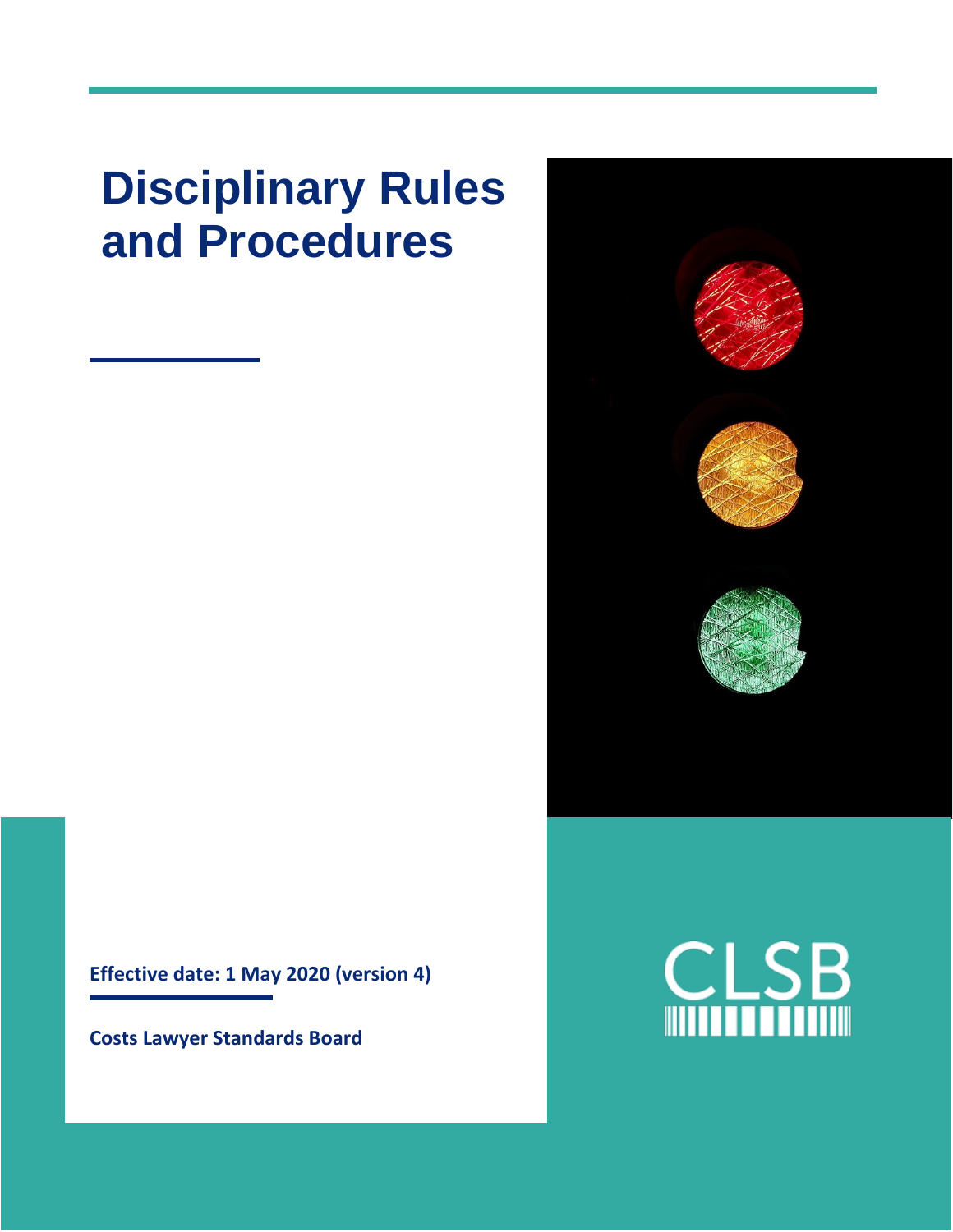# Disciplinary Rules and Procedures

**Effective date: 1 May 2020 (version 4)**

**Costs Lawyer Standards Board**

CLSB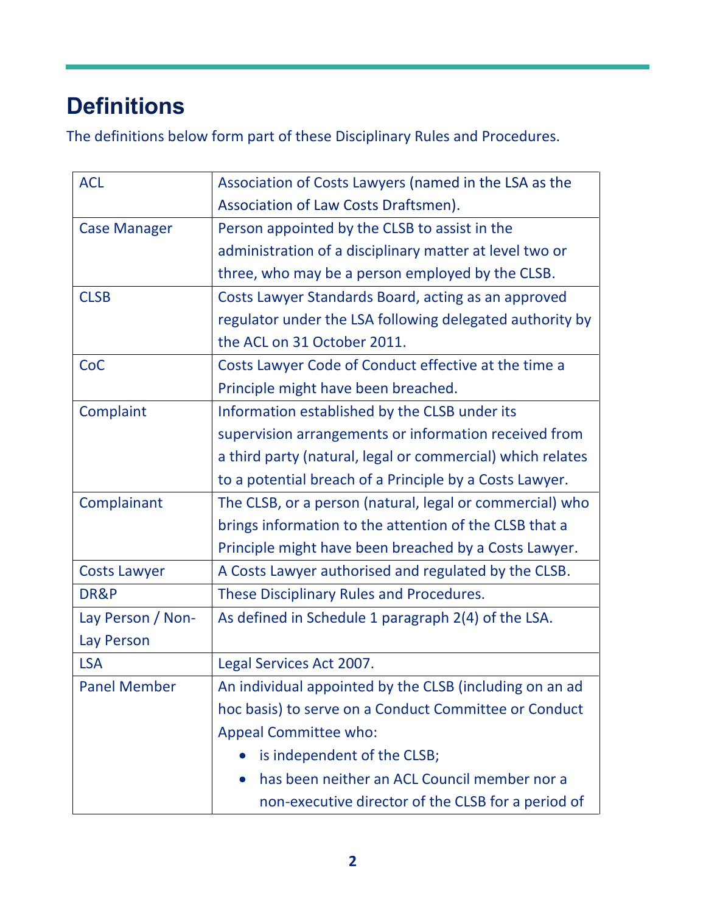# Definitions

The definitions below form part of these Disciplinary Rules and Procedures.

| | |
|---|---|
| ACL | Association of Costs Lawyers (named in the LSA as the Association of Law Costs Draftsmen). |
| Case Manager | Person appointed by the CLSB to assist in the administration of a disciplinary matter at level two or three, who may be a person employed by the CLSB. |
| CLSB | Costs Lawyer Standards Board, acting as an approved regulator under the LSA following delegated authority by the ACL on 31 October 2011. |
| CoC | Costs Lawyer Code of Conduct effective at the time a Principle might have been breached. |
| Complaint | Information established by the CLSB under its supervision arrangements or information received from a third party (natural, legal or commercial) which relates to a potential breach of a Principle by a Costs Lawyer. |
| Complainant | The CLSB, or a person (natural, legal or commercial) who brings information to the attention of the CLSB that a Principle might have been breached by a Costs Lawyer. |
| Costs Lawyer | A Costs Lawyer authorised and regulated by the CLSB. |
| DR&P | These Disciplinary Rules and Procedures. |
| Lay Person / Non-Lay Person | As defined in Schedule 1 paragraph 2(4) of the LSA. |
| LSA | Legal Services Act 2007. |
| Panel Member | An individual appointed by the CLSB (including on an ad hoc basis) to serve on a Conduct Committee or Conduct Appeal Committee who:<br>• is independent of the CLSB;<br>• has been neither an ACL Council member nor a non-executive director of the CLSB for a period of |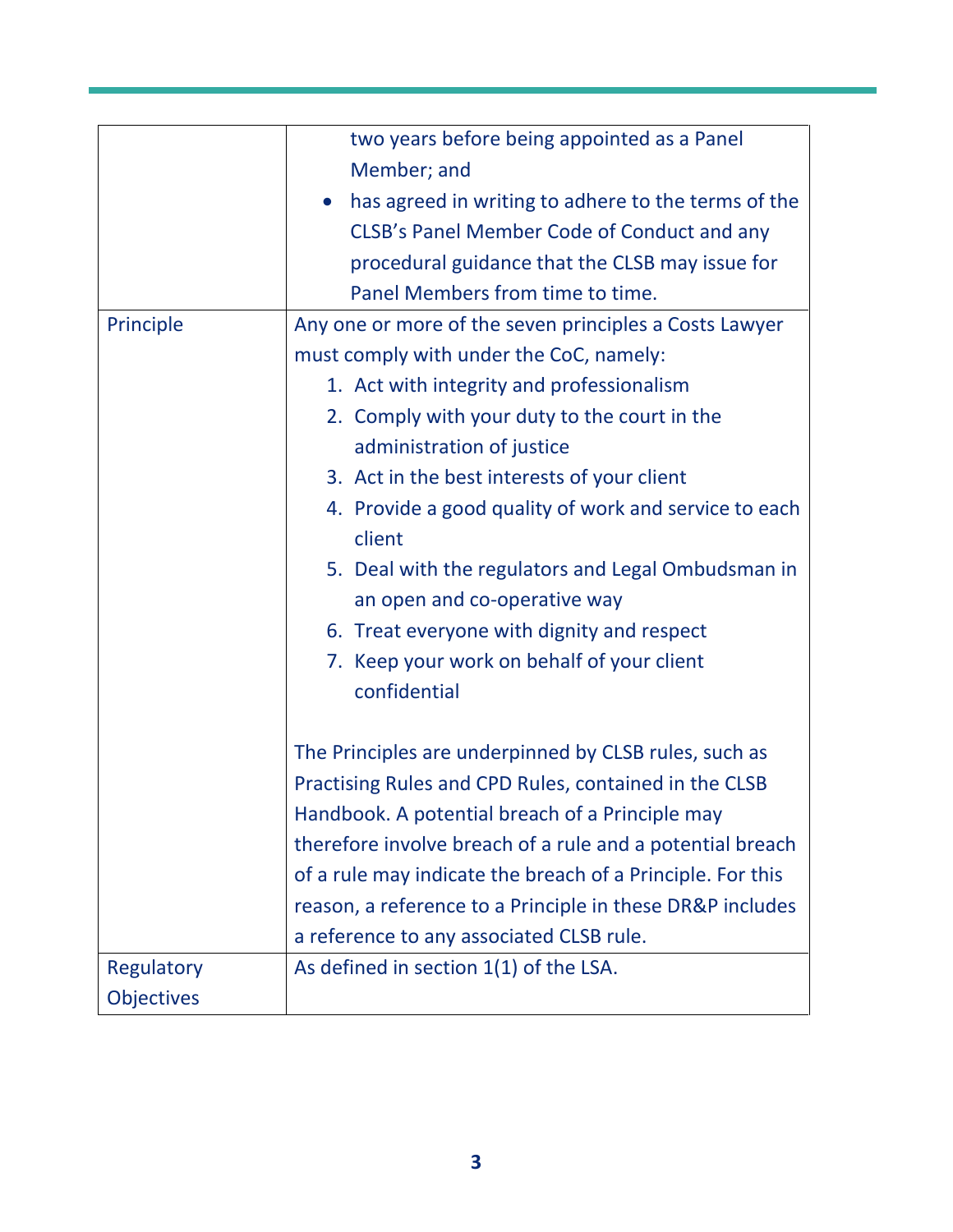| | |
|---|---|
| | two years before being appointed as a Panel Member; and<br>• has agreed in writing to adhere to the terms of the CLSB's Panel Member Code of Conduct and any procedural guidance that the CLSB may issue for Panel Members from time to time. |
| Principle | Any one or more of the seven principles a Costs Lawyer must comply with under the CoC, namely:<br>1. Act with integrity and professionalism<br>2. Comply with your duty to the court in the administration of justice<br>3. Act in the best interests of your client<br>4. Provide a good quality of work and service to each client<br>5. Deal with the regulators and Legal Ombudsman in an open and co-operative way<br>6. Treat everyone with dignity and respect<br>7. Keep your work on behalf of your client confidential<br><br>The Principles are underpinned by CLSB rules, such as Practising Rules and CPD Rules, contained in the CLSB Handbook. A potential breach of a Principle may therefore involve breach of a rule and a potential breach of a rule may indicate the breach of a Principle. For this reason, a reference to a Principle in these DR&P includes a reference to any associated CLSB rule. |
| Regulatory Objectives | As defined in section 1(1) of the LSA. |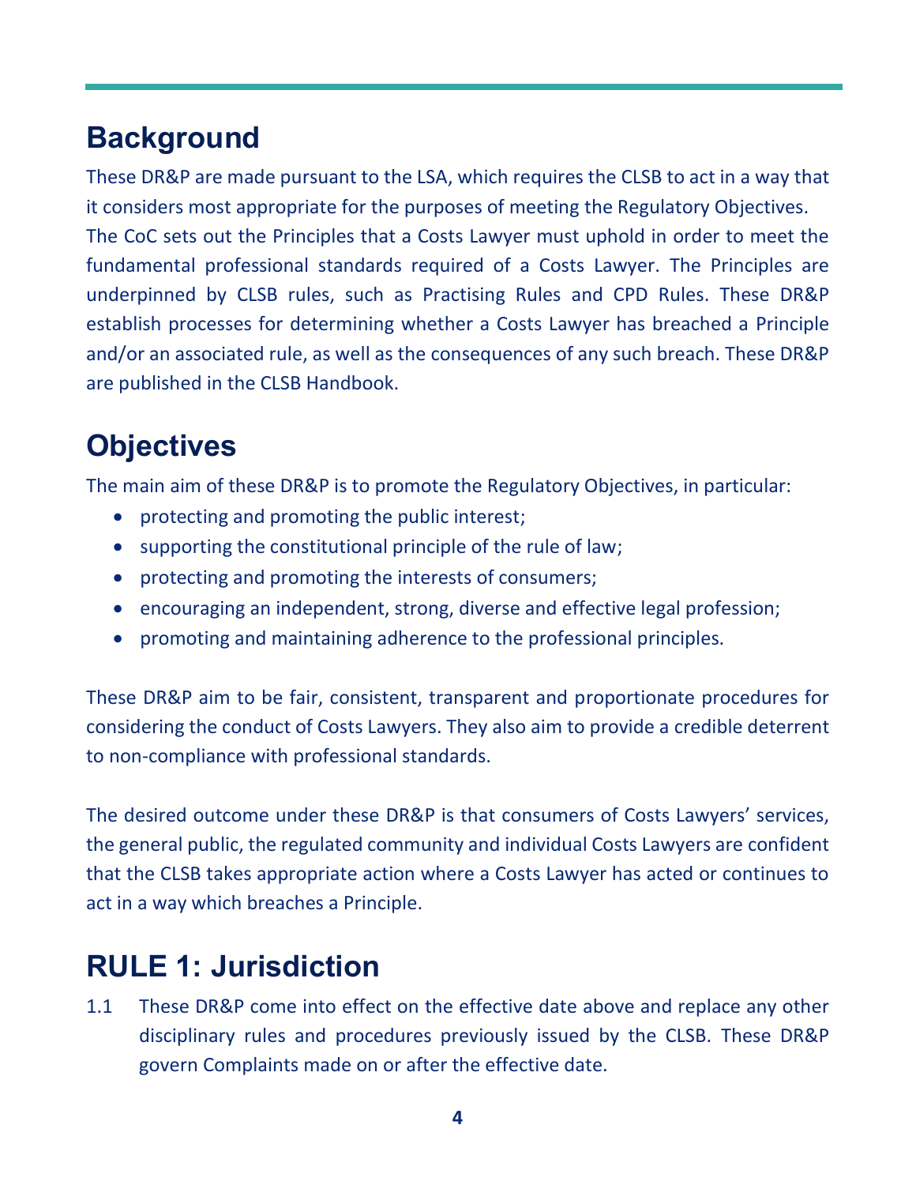## Background

These DR&P are made pursuant to the LSA, which requires the CLSB to act in a way that it considers most appropriate for the purposes of meeting the Regulatory Objectives. The CoC sets out the Principles that a Costs Lawyer must uphold in order to meet the fundamental professional standards required of a Costs Lawyer. The Principles are underpinned by CLSB rules, such as Practising Rules and CPD Rules. These DR&P establish processes for determining whether a Costs Lawyer has breached a Principle and/or an associated rule, as well as the consequences of any such breach. These DR&P are published in the CLSB Handbook.

## Objectives

The main aim of these DR&P is to promote the Regulatory Objectives, in particular:

- protecting and promoting the public interest;
- supporting the constitutional principle of the rule of law;
- protecting and promoting the interests of consumers;
- encouraging an independent, strong, diverse and effective legal profession;
- promoting and maintaining adherence to the professional principles.

These DR&P aim to be fair, consistent, transparent and proportionate procedures for considering the conduct of Costs Lawyers. They also aim to provide a credible deterrent to non-compliance with professional standards.

The desired outcome under these DR&P is that consumers of Costs Lawyers' services, the general public, the regulated community and individual Costs Lawyers are confident that the CLSB takes appropriate action where a Costs Lawyer has acted or continues to act in a way which breaches a Principle.

## RULE 1: Jurisdiction

1.1 These DR&P come into effect on the effective date above and replace any other disciplinary rules and procedures previously issued by the CLSB. These DR&P govern Complaints made on or after the effective date.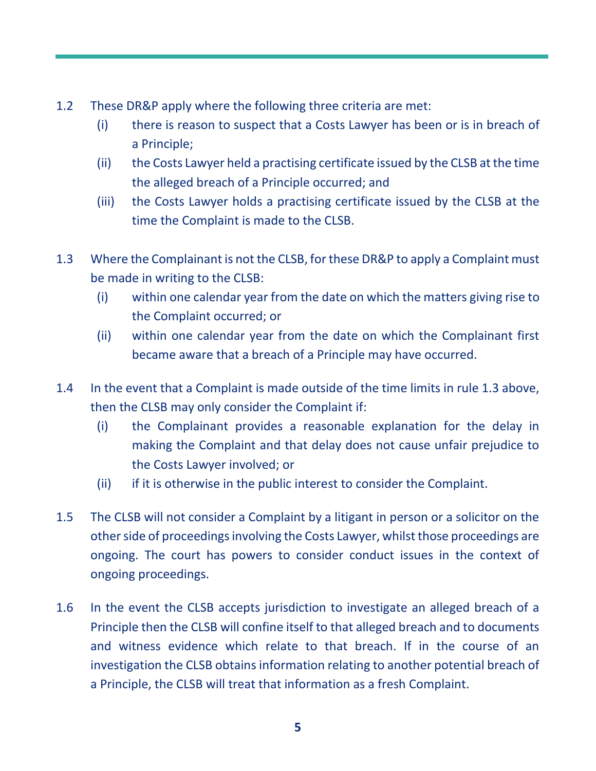1.2 These DR&P apply where the following three criteria are met:

- (i) there is reason to suspect that a Costs Lawyer has been or is in breach of a Principle;
- (ii) the Costs Lawyer held a practising certificate issued by the CLSB at the time the alleged breach of a Principle occurred; and
- (iii) the Costs Lawyer holds a practising certificate issued by the CLSB at the time the Complaint is made to the CLSB.

1.3 Where the Complainant is not the CLSB, for these DR&P to apply a Complaint must be made in writing to the CLSB:

- (i) within one calendar year from the date on which the matters giving rise to the Complaint occurred; or
- (ii) within one calendar year from the date on which the Complainant first became aware that a breach of a Principle may have occurred.

1.4 In the event that a Complaint is made outside of the time limits in rule 1.3 above, then the CLSB may only consider the Complaint if:

- (i) the Complainant provides a reasonable explanation for the delay in making the Complaint and that delay does not cause unfair prejudice to the Costs Lawyer involved; or
- (ii) if it is otherwise in the public interest to consider the Complaint.

1.5 The CLSB will not consider a Complaint by a litigant in person or a solicitor on the other side of proceedings involving the Costs Lawyer, whilst those proceedings are ongoing. The court has powers to consider conduct issues in the context of ongoing proceedings.

1.6 In the event the CLSB accepts jurisdiction to investigate an alleged breach of a Principle then the CLSB will confine itself to that alleged breach and to documents and witness evidence which relate to that breach. If in the course of an investigation the CLSB obtains information relating to another potential breach of a Principle, the CLSB will treat that information as a fresh Complaint.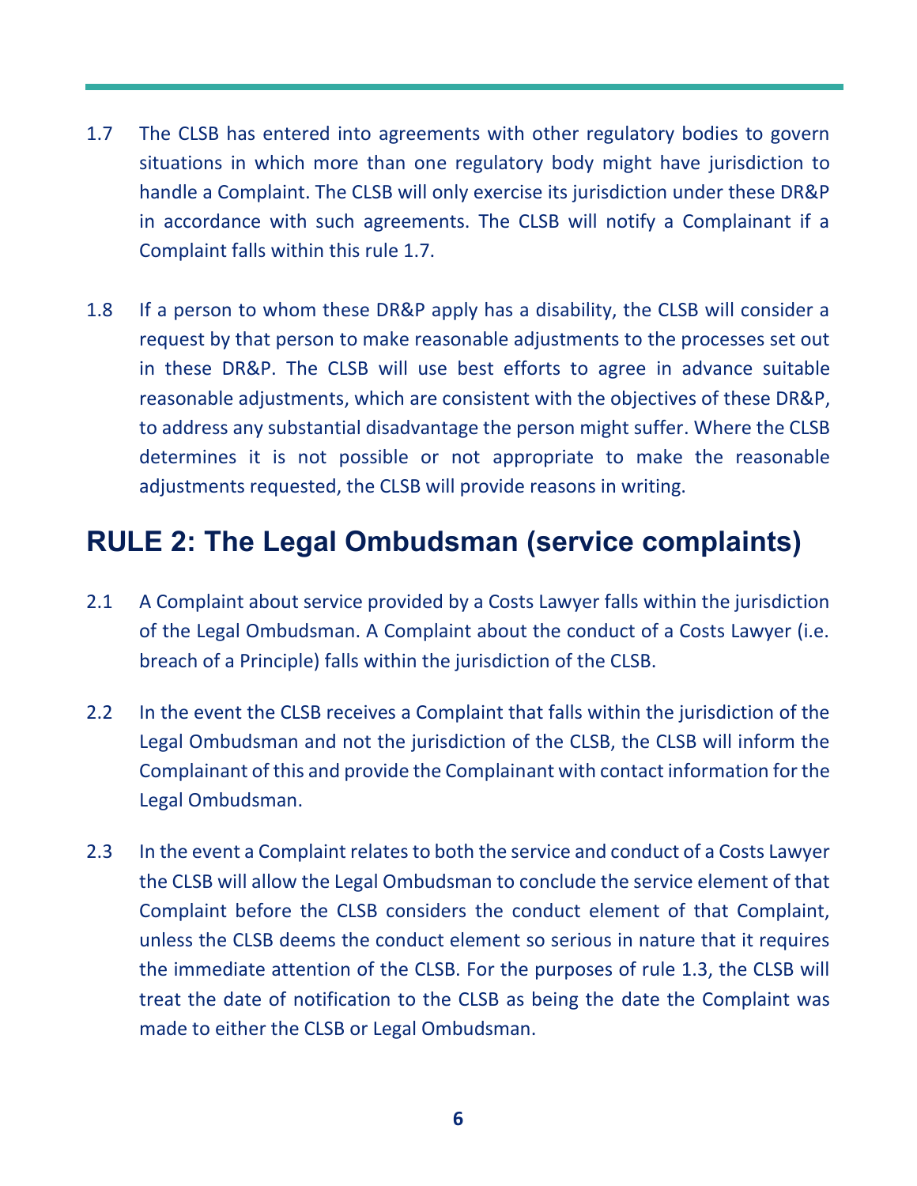1.7 The CLSB has entered into agreements with other regulatory bodies to govern situations in which more than one regulatory body might have jurisdiction to handle a Complaint. The CLSB will only exercise its jurisdiction under these DR&P in accordance with such agreements. The CLSB will notify a Complainant if a Complaint falls within this rule 1.7.

1.8 If a person to whom these DR&P apply has a disability, the CLSB will consider a request by that person to make reasonable adjustments to the processes set out in these DR&P. The CLSB will use best efforts to agree in advance suitable reasonable adjustments, which are consistent with the objectives of these DR&P, to address any substantial disadvantage the person might suffer. Where the CLSB determines it is not possible or not appropriate to make the reasonable adjustments requested, the CLSB will provide reasons in writing.

## RULE 2: The Legal Ombudsman (service complaints)

2.1 A Complaint about service provided by a Costs Lawyer falls within the jurisdiction of the Legal Ombudsman. A Complaint about the conduct of a Costs Lawyer (i.e. breach of a Principle) falls within the jurisdiction of the CLSB.

2.2 In the event the CLSB receives a Complaint that falls within the jurisdiction of the Legal Ombudsman and not the jurisdiction of the CLSB, the CLSB will inform the Complainant of this and provide the Complainant with contact information for the Legal Ombudsman.

2.3 In the event a Complaint relates to both the service and conduct of a Costs Lawyer the CLSB will allow the Legal Ombudsman to conclude the service element of that Complaint before the CLSB considers the conduct element of that Complaint, unless the CLSB deems the conduct element so serious in nature that it requires the immediate attention of the CLSB. For the purposes of rule 1.3, the CLSB will treat the date of notification to the CLSB as being the date the Complaint was made to either the CLSB or Legal Ombudsman.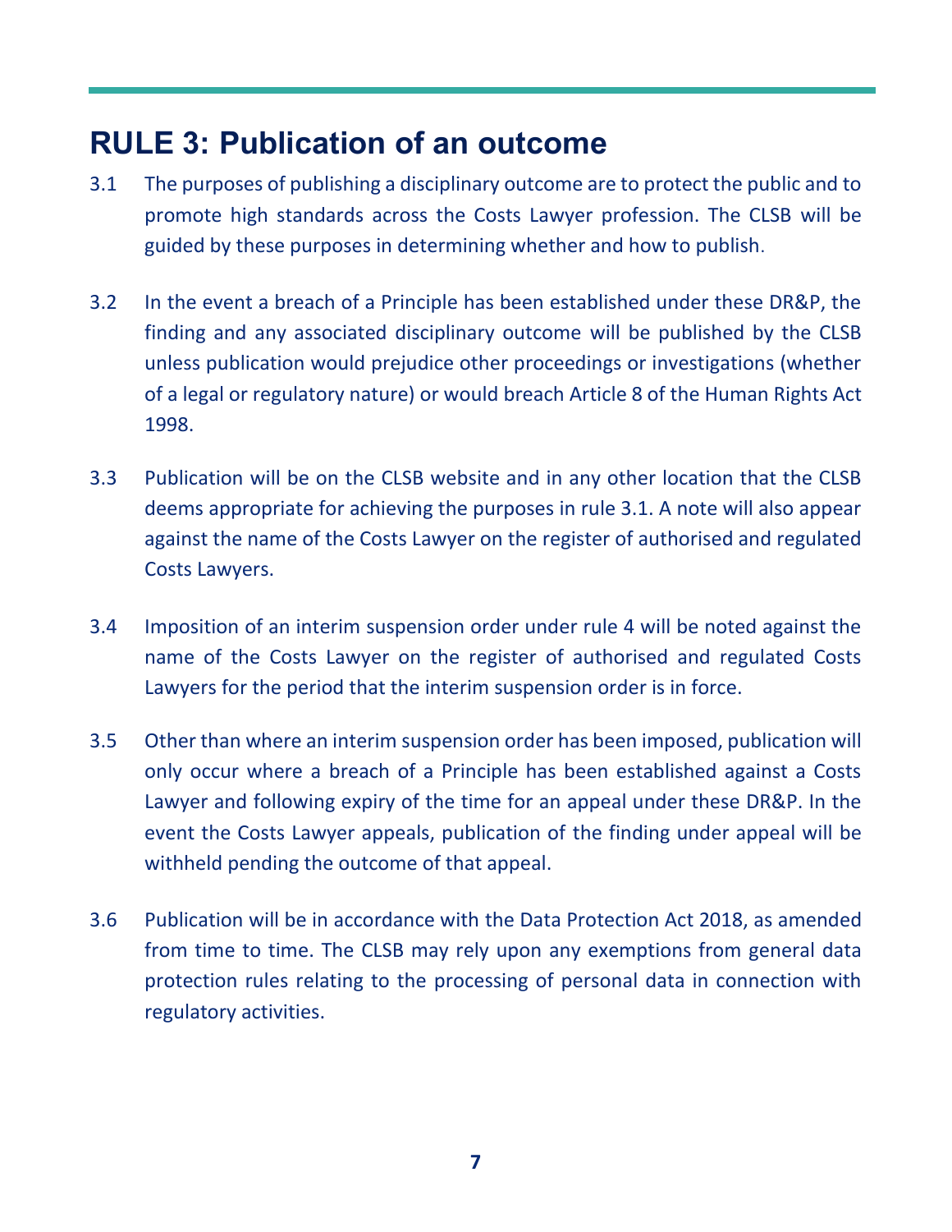## RULE 3: Publication of an outcome

3.1 The purposes of publishing a disciplinary outcome are to protect the public and to promote high standards across the Costs Lawyer profession. The CLSB will be guided by these purposes in determining whether and how to publish.

3.2 In the event a breach of a Principle has been established under these DR&P, the finding and any associated disciplinary outcome will be published by the CLSB unless publication would prejudice other proceedings or investigations (whether of a legal or regulatory nature) or would breach Article 8 of the Human Rights Act 1998.

3.3 Publication will be on the CLSB website and in any other location that the CLSB deems appropriate for achieving the purposes in rule 3.1. A note will also appear against the name of the Costs Lawyer on the register of authorised and regulated Costs Lawyers.

3.4 Imposition of an interim suspension order under rule 4 will be noted against the name of the Costs Lawyer on the register of authorised and regulated Costs Lawyers for the period that the interim suspension order is in force.

3.5 Other than where an interim suspension order has been imposed, publication will only occur where a breach of a Principle has been established against a Costs Lawyer and following expiry of the time for an appeal under these DR&P. In the event the Costs Lawyer appeals, publication of the finding under appeal will be withheld pending the outcome of that appeal.

3.6 Publication will be in accordance with the Data Protection Act 2018, as amended from time to time. The CLSB may rely upon any exemptions from general data protection rules relating to the processing of personal data in connection with regulatory activities.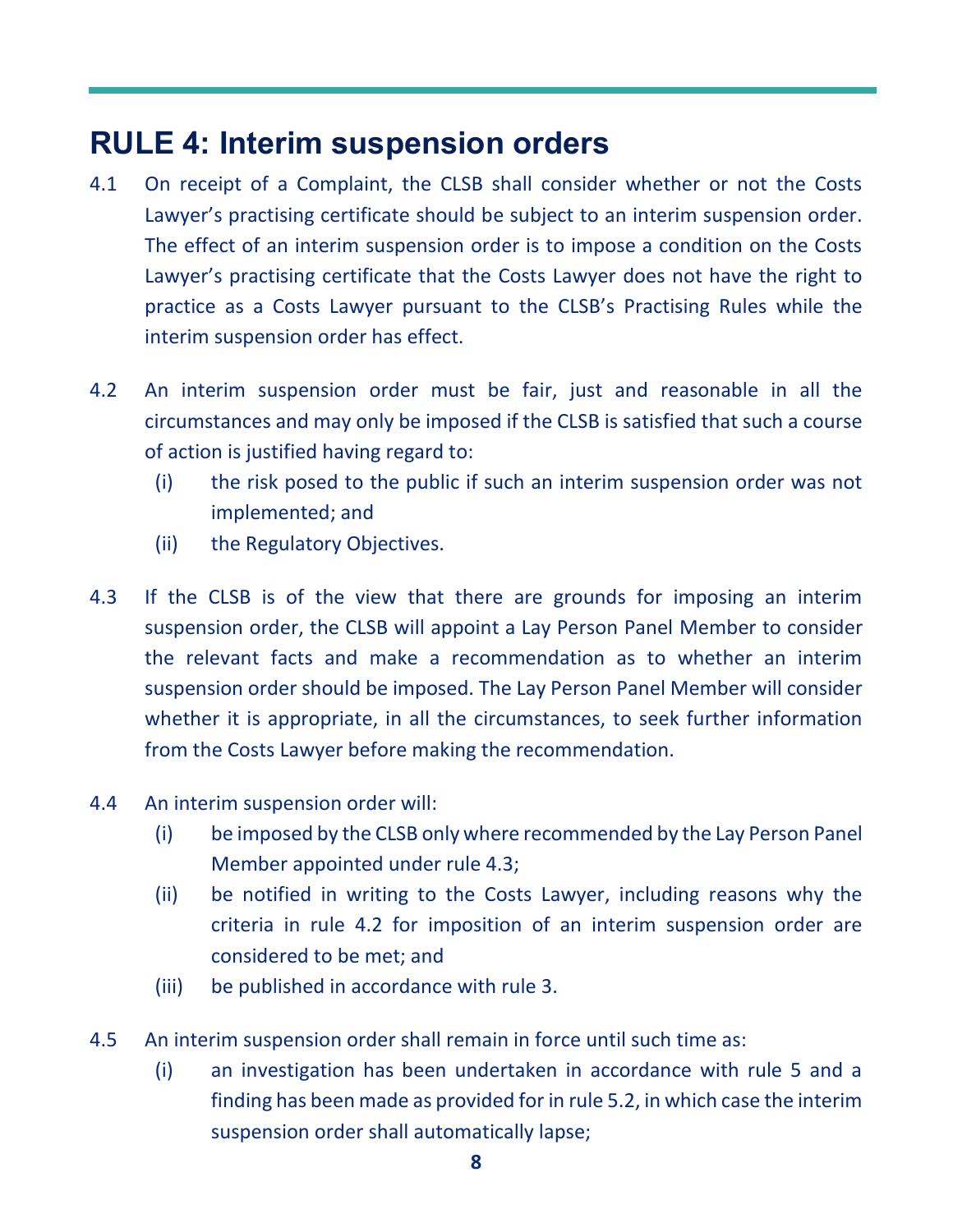## RULE 4: Interim suspension orders

4.1 On receipt of a Complaint, the CLSB shall consider whether or not the Costs Lawyer's practising certificate should be subject to an interim suspension order. The effect of an interim suspension order is to impose a condition on the Costs Lawyer's practising certificate that the Costs Lawyer does not have the right to practice as a Costs Lawyer pursuant to the CLSB's Practising Rules while the interim suspension order has effect.

4.2 An interim suspension order must be fair, just and reasonable in all the circumstances and may only be imposed if the CLSB is satisfied that such a course of action is justified having regard to:

- (i) the risk posed to the public if such an interim suspension order was not implemented; and
- (ii) the Regulatory Objectives.

4.3 If the CLSB is of the view that there are grounds for imposing an interim suspension order, the CLSB will appoint a Lay Person Panel Member to consider the relevant facts and make a recommendation as to whether an interim suspension order should be imposed. The Lay Person Panel Member will consider whether it is appropriate, in all the circumstances, to seek further information from the Costs Lawyer before making the recommendation.

4.4 An interim suspension order will:

- (i) be imposed by the CLSB only where recommended by the Lay Person Panel Member appointed under rule 4.3;
- (ii) be notified in writing to the Costs Lawyer, including reasons why the criteria in rule 4.2 for imposition of an interim suspension order are considered to be met; and
- (iii) be published in accordance with rule 3.

4.5 An interim suspension order shall remain in force until such time as:

- (i) an investigation has been undertaken in accordance with rule 5 and a finding has been made as provided for in rule 5.2, in which case the interim suspension order shall automatically lapse;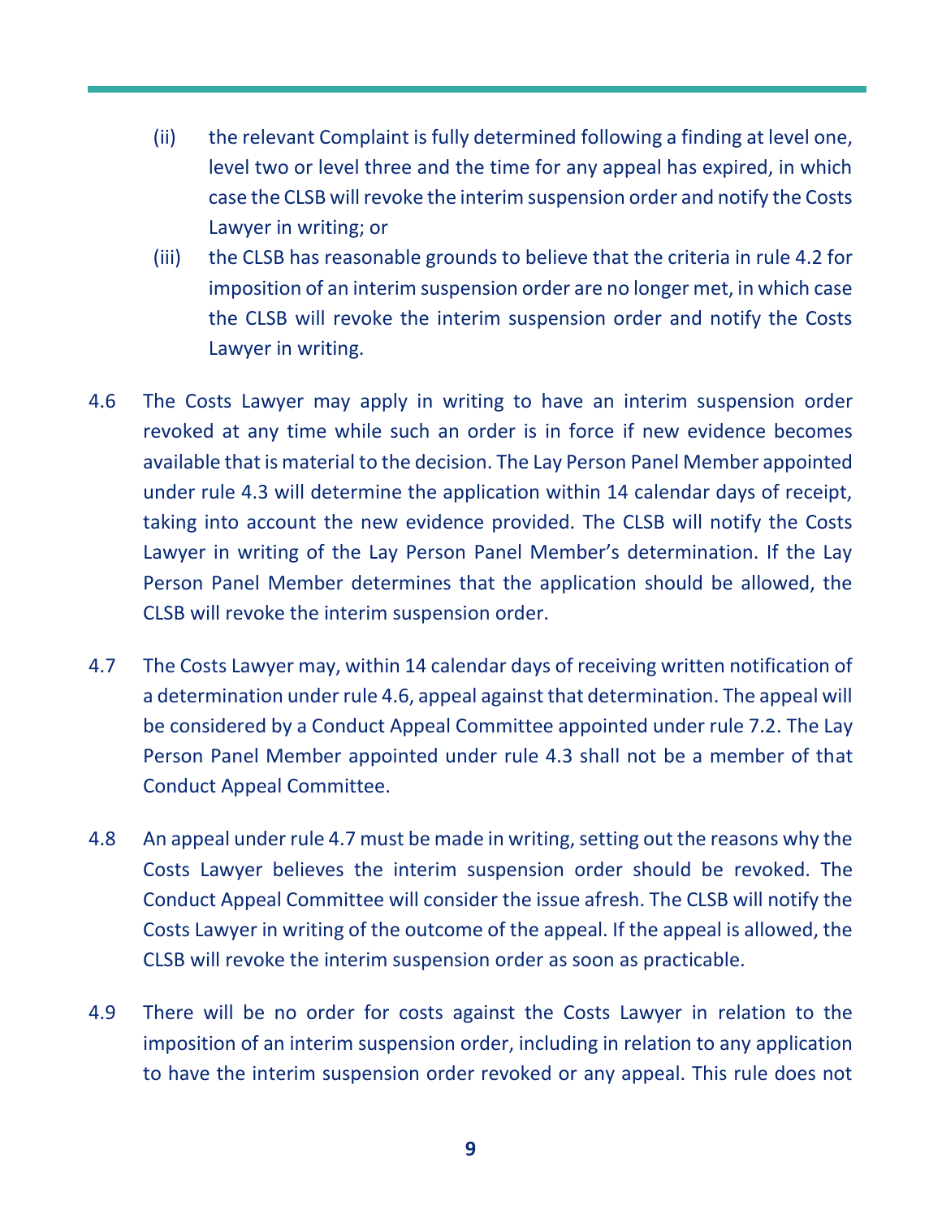(ii) the relevant Complaint is fully determined following a finding at level one, level two or level three and the time for any appeal has expired, in which case the CLSB will revoke the interim suspension order and notify the Costs Lawyer in writing; or

(iii) the CLSB has reasonable grounds to believe that the criteria in rule 4.2 for imposition of an interim suspension order are no longer met, in which case the CLSB will revoke the interim suspension order and notify the Costs Lawyer in writing.

4.6 The Costs Lawyer may apply in writing to have an interim suspension order revoked at any time while such an order is in force if new evidence becomes available that is material to the decision. The Lay Person Panel Member appointed under rule 4.3 will determine the application within 14 calendar days of receipt, taking into account the new evidence provided. The CLSB will notify the Costs Lawyer in writing of the Lay Person Panel Member's determination. If the Lay Person Panel Member determines that the application should be allowed, the CLSB will revoke the interim suspension order.

4.7 The Costs Lawyer may, within 14 calendar days of receiving written notification of a determination under rule 4.6, appeal against that determination. The appeal will be considered by a Conduct Appeal Committee appointed under rule 7.2. The Lay Person Panel Member appointed under rule 4.3 shall not be a member of that Conduct Appeal Committee.

4.8 An appeal under rule 4.7 must be made in writing, setting out the reasons why the Costs Lawyer believes the interim suspension order should be revoked. The Conduct Appeal Committee will consider the issue afresh. The CLSB will notify the Costs Lawyer in writing of the outcome of the appeal. If the appeal is allowed, the CLSB will revoke the interim suspension order as soon as practicable.

4.9 There will be no order for costs against the Costs Lawyer in relation to the imposition of an interim suspension order, including in relation to any application to have the interim suspension order revoked or any appeal. This rule does not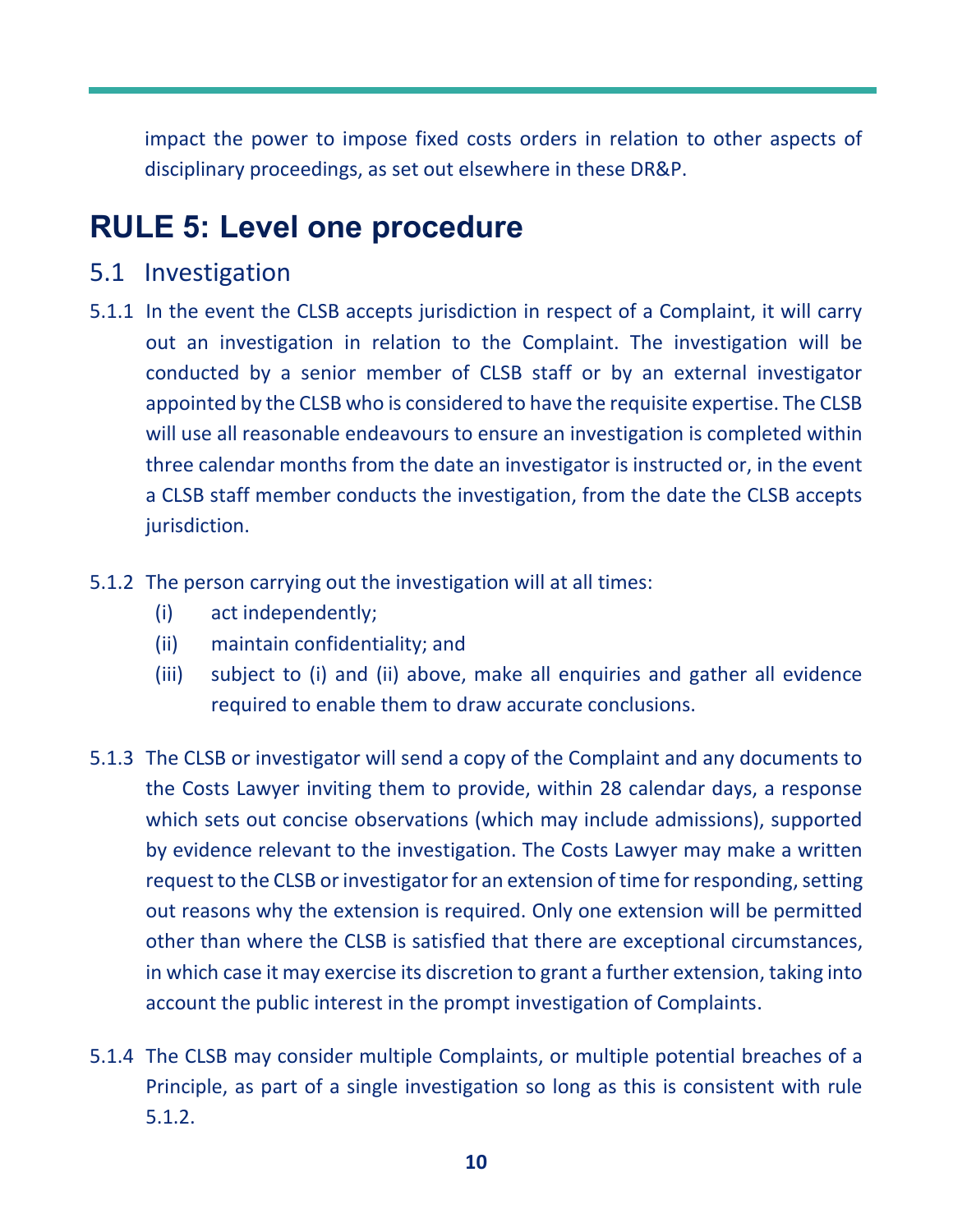impact the power to impose fixed costs orders in relation to other aspects of disciplinary proceedings, as set out elsewhere in these DR&P.

# RULE 5: Level one procedure

## 5.1 Investigation

5.1.1 In the event the CLSB accepts jurisdiction in respect of a Complaint, it will carry out an investigation in relation to the Complaint. The investigation will be conducted by a senior member of CLSB staff or by an external investigator appointed by the CLSB who is considered to have the requisite expertise. The CLSB will use all reasonable endeavours to ensure an investigation is completed within three calendar months from the date an investigator is instructed or, in the event a CLSB staff member conducts the investigation, from the date the CLSB accepts jurisdiction.

5.1.2 The person carrying out the investigation will at all times:

- (i) act independently;
- (ii) maintain confidentiality; and
- (iii) subject to (i) and (ii) above, make all enquiries and gather all evidence required to enable them to draw accurate conclusions.

5.1.3 The CLSB or investigator will send a copy of the Complaint and any documents to the Costs Lawyer inviting them to provide, within 28 calendar days, a response which sets out concise observations (which may include admissions), supported by evidence relevant to the investigation. The Costs Lawyer may make a written request to the CLSB or investigator for an extension of time for responding, setting out reasons why the extension is required. Only one extension will be permitted other than where the CLSB is satisfied that there are exceptional circumstances, in which case it may exercise its discretion to grant a further extension, taking into account the public interest in the prompt investigation of Complaints.

5.1.4 The CLSB may consider multiple Complaints, or multiple potential breaches of a Principle, as part of a single investigation so long as this is consistent with rule 5.1.2.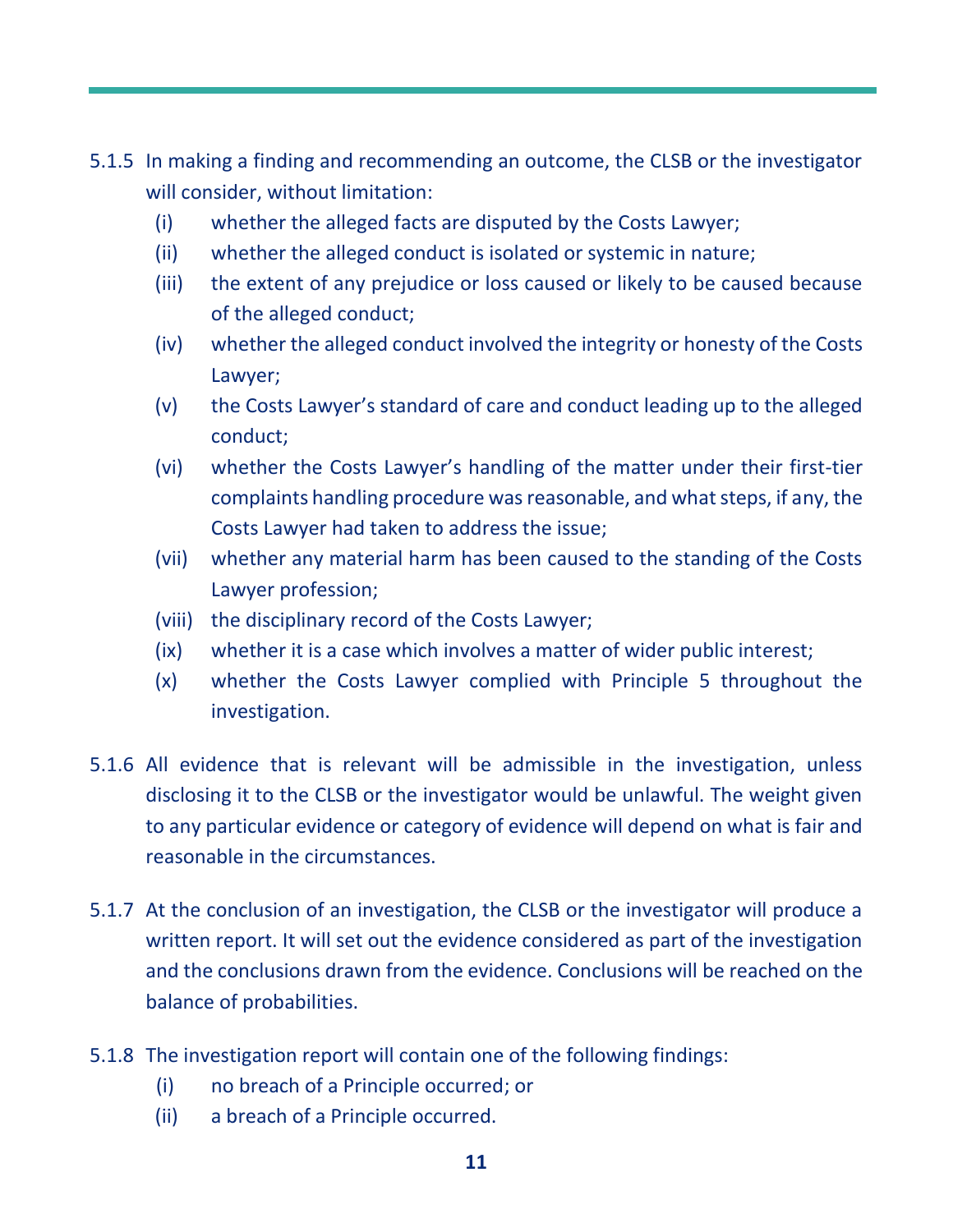5.1.5 In making a finding and recommending an outcome, the CLSB or the investigator will consider, without limitation:

- (i) whether the alleged facts are disputed by the Costs Lawyer;
- (ii) whether the alleged conduct is isolated or systemic in nature;
- (iii) the extent of any prejudice or loss caused or likely to be caused because of the alleged conduct;
- (iv) whether the alleged conduct involved the integrity or honesty of the Costs Lawyer;
- (v) the Costs Lawyer's standard of care and conduct leading up to the alleged conduct;
- (vi) whether the Costs Lawyer's handling of the matter under their first-tier complaints handling procedure was reasonable, and what steps, if any, the Costs Lawyer had taken to address the issue;
- (vii) whether any material harm has been caused to the standing of the Costs Lawyer profession;
- (viii) the disciplinary record of the Costs Lawyer;
- (ix) whether it is a case which involves a matter of wider public interest;
- (x) whether the Costs Lawyer complied with Principle 5 throughout the investigation.

5.1.6 All evidence that is relevant will be admissible in the investigation, unless disclosing it to the CLSB or the investigator would be unlawful. The weight given to any particular evidence or category of evidence will depend on what is fair and reasonable in the circumstances.

5.1.7 At the conclusion of an investigation, the CLSB or the investigator will produce a written report. It will set out the evidence considered as part of the investigation and the conclusions drawn from the evidence. Conclusions will be reached on the balance of probabilities.

5.1.8 The investigation report will contain one of the following findings:

- (i) no breach of a Principle occurred; or
- (ii) a breach of a Principle occurred.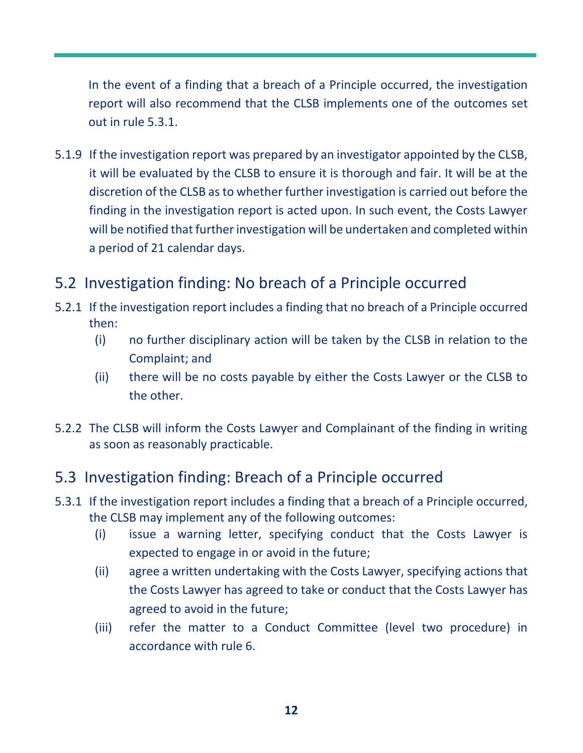In the event of a finding that a breach of a Principle occurred, the investigation report will also recommend that the CLSB implements one of the outcomes set out in rule 5.3.1.

5.1.9 If the investigation report was prepared by an investigator appointed by the CLSB, it will be evaluated by the CLSB to ensure it is thorough and fair. It will be at the discretion of the CLSB as to whether further investigation is carried out before the finding in the investigation report is acted upon. In such event, the Costs Lawyer will be notified that further investigation will be undertaken and completed within a period of 21 calendar days.

## 5.2 Investigation finding: No breach of a Principle occurred

5.2.1 If the investigation report includes a finding that no breach of a Principle occurred then:

(i) no further disciplinary action will be taken by the CLSB in relation to the Complaint; and

(ii) there will be no costs payable by either the Costs Lawyer or the CLSB to the other.

5.2.2 The CLSB will inform the Costs Lawyer and Complainant of the finding in writing as soon as reasonably practicable.

## 5.3 Investigation finding: Breach of a Principle occurred

5.3.1 If the investigation report includes a finding that a breach of a Principle occurred, the CLSB may implement any of the following outcomes:

(i) issue a warning letter, specifying conduct that the Costs Lawyer is expected to engage in or avoid in the future;

(ii) agree a written undertaking with the Costs Lawyer, specifying actions that the Costs Lawyer has agreed to take or conduct that the Costs Lawyer has agreed to avoid in the future;

(iii) refer the matter to a Conduct Committee (level two procedure) in accordance with rule 6.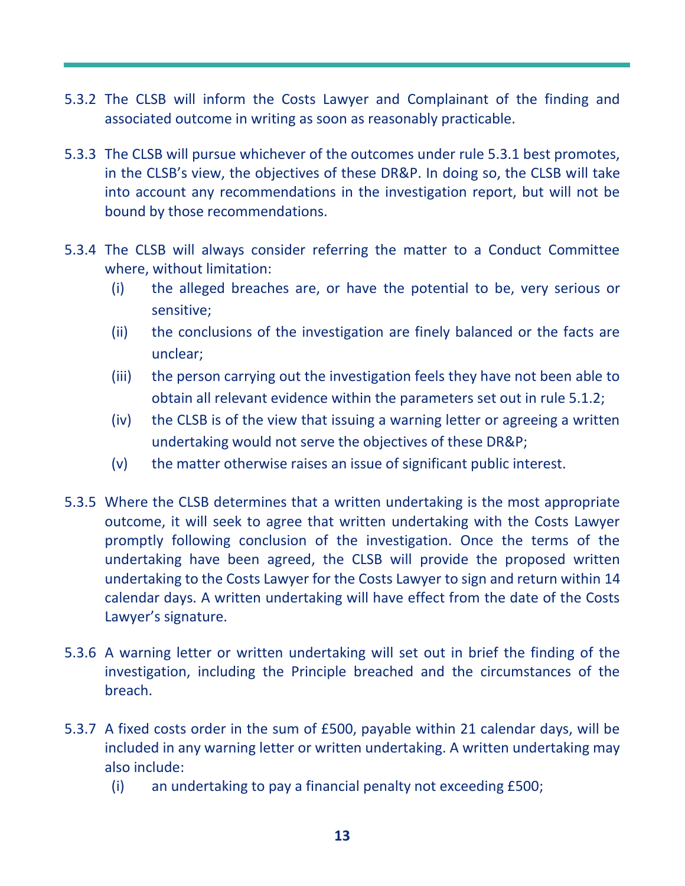5.3.2 The CLSB will inform the Costs Lawyer and Complainant of the finding and associated outcome in writing as soon as reasonably practicable.

5.3.3 The CLSB will pursue whichever of the outcomes under rule 5.3.1 best promotes, in the CLSB's view, the objectives of these DR&P. In doing so, the CLSB will take into account any recommendations in the investigation report, but will not be bound by those recommendations.

5.3.4 The CLSB will always consider referring the matter to a Conduct Committee where, without limitation:

   (i) the alleged breaches are, or have the potential to be, very serious or sensitive;

   (ii) the conclusions of the investigation are finely balanced or the facts are unclear;

   (iii) the person carrying out the investigation feels they have not been able to obtain all relevant evidence within the parameters set out in rule 5.1.2;

   (iv) the CLSB is of the view that issuing a warning letter or agreeing a written undertaking would not serve the objectives of these DR&P;

   (v) the matter otherwise raises an issue of significant public interest.

5.3.5 Where the CLSB determines that a written undertaking is the most appropriate outcome, it will seek to agree that written undertaking with the Costs Lawyer promptly following conclusion of the investigation. Once the terms of the undertaking have been agreed, the CLSB will provide the proposed written undertaking to the Costs Lawyer for the Costs Lawyer to sign and return within 14 calendar days. A written undertaking will have effect from the date of the Costs Lawyer's signature.

5.3.6 A warning letter or written undertaking will set out in brief the finding of the investigation, including the Principle breached and the circumstances of the breach.

5.3.7 A fixed costs order in the sum of £500, payable within 21 calendar days, will be included in any warning letter or written undertaking. A written undertaking may also include:

   (i) an undertaking to pay a financial penalty not exceeding £500;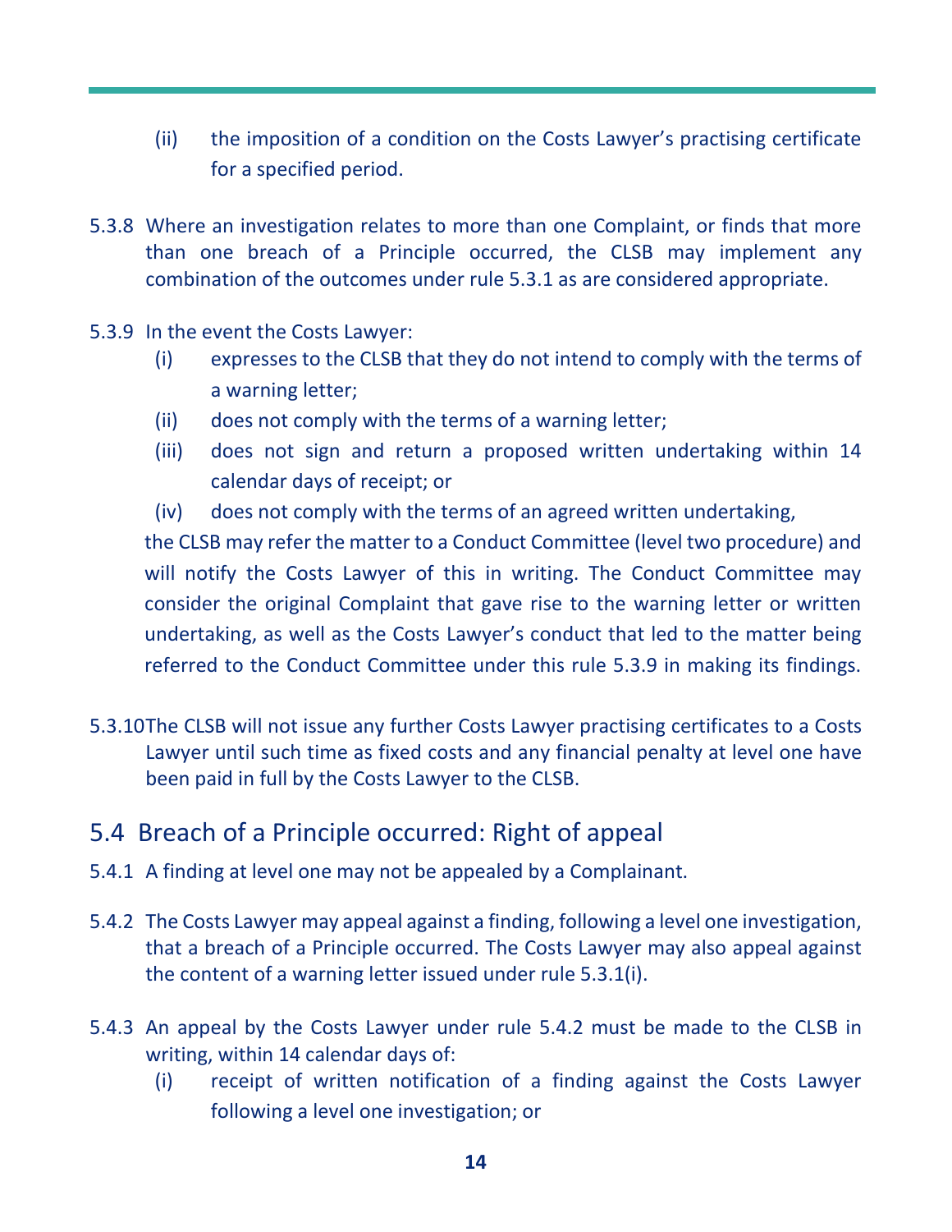(ii) the imposition of a condition on the Costs Lawyer's practising certificate for a specified period.

5.3.8 Where an investigation relates to more than one Complaint, or finds that more than one breach of a Principle occurred, the CLSB may implement any combination of the outcomes under rule 5.3.1 as are considered appropriate.

5.3.9 In the event the Costs Lawyer:

(i) expresses to the CLSB that they do not intend to comply with the terms of a warning letter;

(ii) does not comply with the terms of a warning letter;

(iii) does not sign and return a proposed written undertaking within 14 calendar days of receipt; or

(iv) does not comply with the terms of an agreed written undertaking,

the CLSB may refer the matter to a Conduct Committee (level two procedure) and will notify the Costs Lawyer of this in writing. The Conduct Committee may consider the original Complaint that gave rise to the warning letter or written undertaking, as well as the Costs Lawyer's conduct that led to the matter being referred to the Conduct Committee under this rule 5.3.9 in making its findings.

5.3.10 The CLSB will not issue any further Costs Lawyer practising certificates to a Costs Lawyer until such time as fixed costs and any financial penalty at level one have been paid in full by the Costs Lawyer to the CLSB.

## 5.4 Breach of a Principle occurred: Right of appeal

5.4.1 A finding at level one may not be appealed by a Complainant.

5.4.2 The Costs Lawyer may appeal against a finding, following a level one investigation, that a breach of a Principle occurred. The Costs Lawyer may also appeal against the content of a warning letter issued under rule 5.3.1(i).

5.4.3 An appeal by the Costs Lawyer under rule 5.4.2 must be made to the CLSB in writing, within 14 calendar days of:

(i) receipt of written notification of a finding against the Costs Lawyer following a level one investigation; or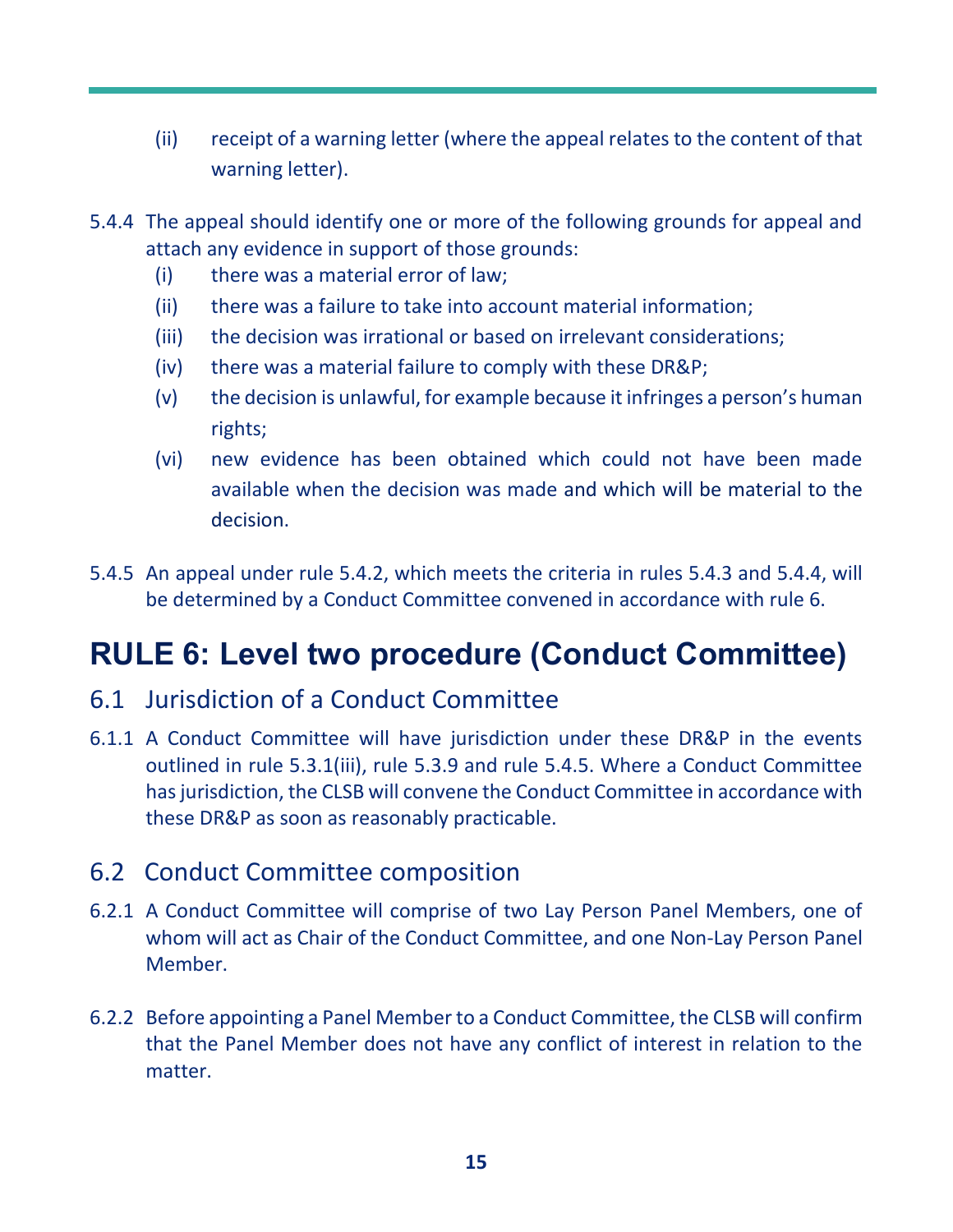(ii) receipt of a warning letter (where the appeal relates to the content of that warning letter).

5.4.4 The appeal should identify one or more of the following grounds for appeal and attach any evidence in support of those grounds:

(i) there was a material error of law;

(ii) there was a failure to take into account material information;

(iii) the decision was irrational or based on irrelevant considerations;

(iv) there was a material failure to comply with these DR&P;

(v) the decision is unlawful, for example because it infringes a person's human rights;

(vi) new evidence has been obtained which could not have been made available when the decision was made and which will be material to the decision.

5.4.5 An appeal under rule 5.4.2, which meets the criteria in rules 5.4.3 and 5.4.4, will be determined by a Conduct Committee convened in accordance with rule 6.

# RULE 6: Level two procedure (Conduct Committee)

## 6.1 Jurisdiction of a Conduct Committee

6.1.1 A Conduct Committee will have jurisdiction under these DR&P in the events outlined in rule 5.3.1(iii), rule 5.3.9 and rule 5.4.5. Where a Conduct Committee has jurisdiction, the CLSB will convene the Conduct Committee in accordance with these DR&P as soon as reasonably practicable.

## 6.2 Conduct Committee composition

6.2.1 A Conduct Committee will comprise of two Lay Person Panel Members, one of whom will act as Chair of the Conduct Committee, and one Non-Lay Person Panel Member.

6.2.2 Before appointing a Panel Member to a Conduct Committee, the CLSB will confirm that the Panel Member does not have any conflict of interest in relation to the matter.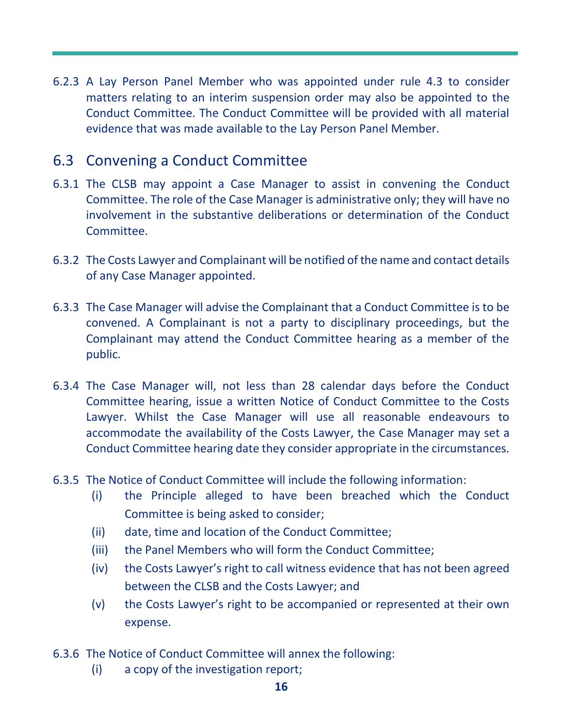6.2.3 A Lay Person Panel Member who was appointed under rule 4.3 to consider matters relating to an interim suspension order may also be appointed to the Conduct Committee. The Conduct Committee will be provided with all material evidence that was made available to the Lay Person Panel Member.

## 6.3 Convening a Conduct Committee

6.3.1 The CLSB may appoint a Case Manager to assist in convening the Conduct Committee. The role of the Case Manager is administrative only; they will have no involvement in the substantive deliberations or determination of the Conduct Committee.

6.3.2 The Costs Lawyer and Complainant will be notified of the name and contact details of any Case Manager appointed.

6.3.3 The Case Manager will advise the Complainant that a Conduct Committee is to be convened. A Complainant is not a party to disciplinary proceedings, but the Complainant may attend the Conduct Committee hearing as a member of the public.

6.3.4 The Case Manager will, not less than 28 calendar days before the Conduct Committee hearing, issue a written Notice of Conduct Committee to the Costs Lawyer. Whilst the Case Manager will use all reasonable endeavours to accommodate the availability of the Costs Lawyer, the Case Manager may set a Conduct Committee hearing date they consider appropriate in the circumstances.

6.3.5 The Notice of Conduct Committee will include the following information:

- (i) the Principle alleged to have been breached which the Conduct Committee is being asked to consider;
- (ii) date, time and location of the Conduct Committee;
- (iii) the Panel Members who will form the Conduct Committee;
- (iv) the Costs Lawyer's right to call witness evidence that has not been agreed between the CLSB and the Costs Lawyer; and
- (v) the Costs Lawyer's right to be accompanied or represented at their own expense.

6.3.6 The Notice of Conduct Committee will annex the following:

- (i) a copy of the investigation report;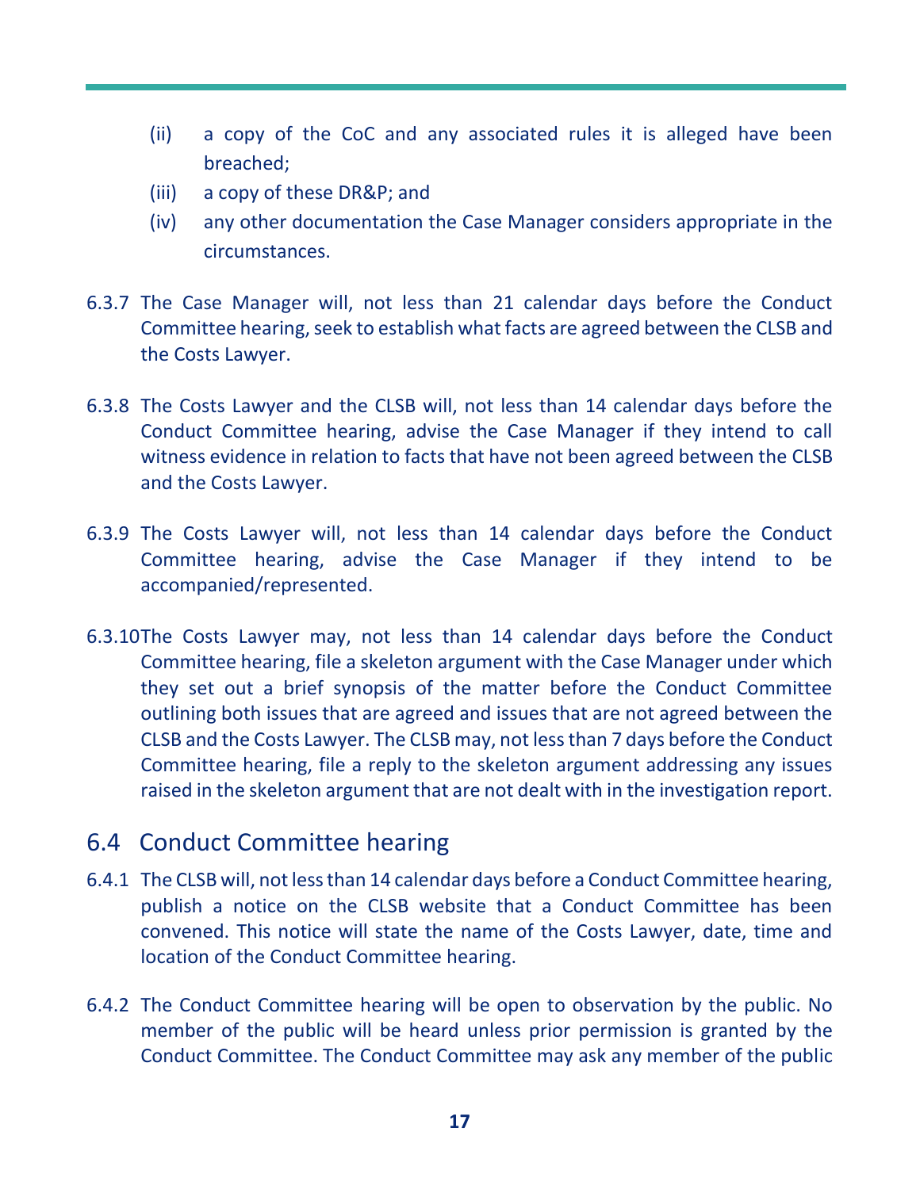(ii) a copy of the CoC and any associated rules it is alleged have been breached;

(iii) a copy of these DR&P; and

(iv) any other documentation the Case Manager considers appropriate in the circumstances.

6.3.7 The Case Manager will, not less than 21 calendar days before the Conduct Committee hearing, seek to establish what facts are agreed between the CLSB and the Costs Lawyer.

6.3.8 The Costs Lawyer and the CLSB will, not less than 14 calendar days before the Conduct Committee hearing, advise the Case Manager if they intend to call witness evidence in relation to facts that have not been agreed between the CLSB and the Costs Lawyer.

6.3.9 The Costs Lawyer will, not less than 14 calendar days before the Conduct Committee hearing, advise the Case Manager if they intend to be accompanied/represented.

6.3.10 The Costs Lawyer may, not less than 14 calendar days before the Conduct Committee hearing, file a skeleton argument with the Case Manager under which they set out a brief synopsis of the matter before the Conduct Committee outlining both issues that are agreed and issues that are not agreed between the CLSB and the Costs Lawyer. The CLSB may, not less than 7 days before the Conduct Committee hearing, file a reply to the skeleton argument addressing any issues raised in the skeleton argument that are not dealt with in the investigation report.

## 6.4 Conduct Committee hearing

6.4.1 The CLSB will, not less than 14 calendar days before a Conduct Committee hearing, publish a notice on the CLSB website that a Conduct Committee has been convened. This notice will state the name of the Costs Lawyer, date, time and location of the Conduct Committee hearing.

6.4.2 The Conduct Committee hearing will be open to observation by the public. No member of the public will be heard unless prior permission is granted by the Conduct Committee. The Conduct Committee may ask any member of the public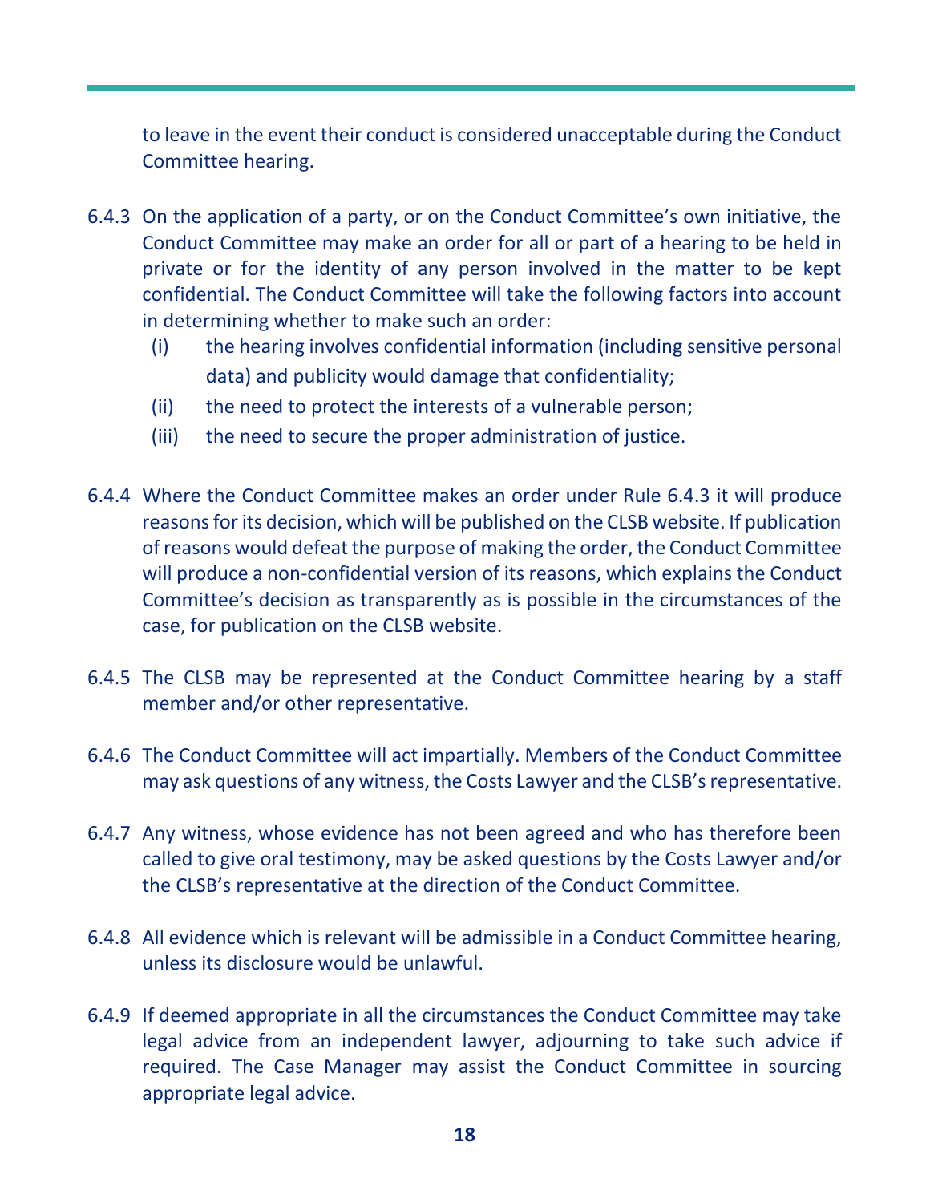to leave in the event their conduct is considered unacceptable during the Conduct Committee hearing.

6.4.3 On the application of a party, or on the Conduct Committee's own initiative, the Conduct Committee may make an order for all or part of a hearing to be held in private or for the identity of any person involved in the matter to be kept confidential. The Conduct Committee will take the following factors into account in determining whether to make such an order:

- (i) the hearing involves confidential information (including sensitive personal data) and publicity would damage that confidentiality;
- (ii) the need to protect the interests of a vulnerable person;
- (iii) the need to secure the proper administration of justice.

6.4.4 Where the Conduct Committee makes an order under Rule 6.4.3 it will produce reasons for its decision, which will be published on the CLSB website. If publication of reasons would defeat the purpose of making the order, the Conduct Committee will produce a non-confidential version of its reasons, which explains the Conduct Committee's decision as transparently as is possible in the circumstances of the case, for publication on the CLSB website.

6.4.5 The CLSB may be represented at the Conduct Committee hearing by a staff member and/or other representative.

6.4.6 The Conduct Committee will act impartially. Members of the Conduct Committee may ask questions of any witness, the Costs Lawyer and the CLSB's representative.

6.4.7 Any witness, whose evidence has not been agreed and who has therefore been called to give oral testimony, may be asked questions by the Costs Lawyer and/or the CLSB's representative at the direction of the Conduct Committee.

6.4.8 All evidence which is relevant will be admissible in a Conduct Committee hearing, unless its disclosure would be unlawful.

6.4.9 If deemed appropriate in all the circumstances the Conduct Committee may take legal advice from an independent lawyer, adjourning to take such advice if required. The Case Manager may assist the Conduct Committee in sourcing appropriate legal advice.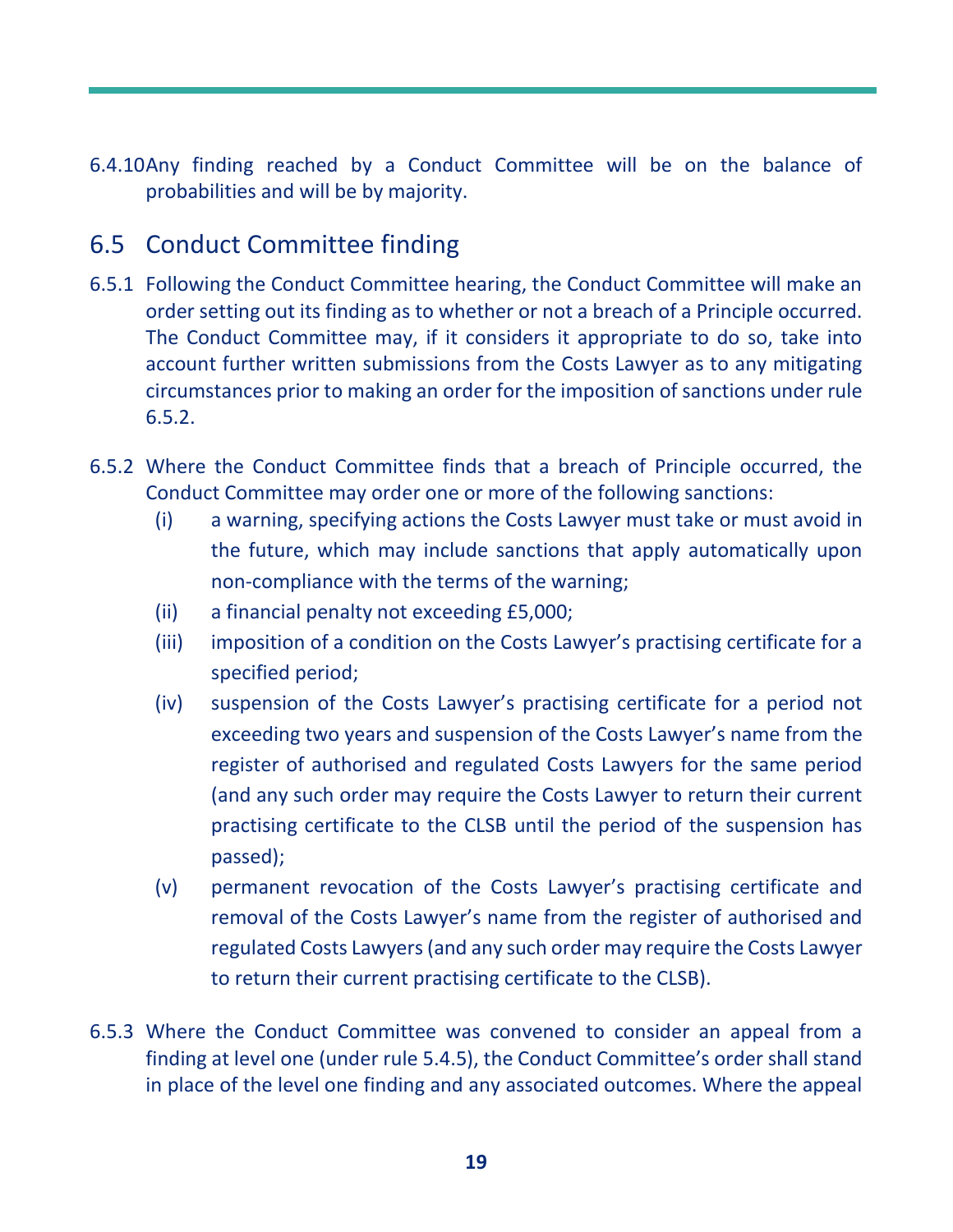6.4.10 Any finding reached by a Conduct Committee will be on the balance of probabilities and will be by majority.

## 6.5 Conduct Committee finding

6.5.1 Following the Conduct Committee hearing, the Conduct Committee will make an order setting out its finding as to whether or not a breach of a Principle occurred. The Conduct Committee may, if it considers it appropriate to do so, take into account further written submissions from the Costs Lawyer as to any mitigating circumstances prior to making an order for the imposition of sanctions under rule 6.5.2.

6.5.2 Where the Conduct Committee finds that a breach of Principle occurred, the Conduct Committee may order one or more of the following sanctions:

- (i) a warning, specifying actions the Costs Lawyer must take or must avoid in the future, which may include sanctions that apply automatically upon non-compliance with the terms of the warning;
- (ii) a financial penalty not exceeding £5,000;
- (iii) imposition of a condition on the Costs Lawyer's practising certificate for a specified period;
- (iv) suspension of the Costs Lawyer's practising certificate for a period not exceeding two years and suspension of the Costs Lawyer's name from the register of authorised and regulated Costs Lawyers for the same period (and any such order may require the Costs Lawyer to return their current practising certificate to the CLSB until the period of the suspension has passed);
- (v) permanent revocation of the Costs Lawyer's practising certificate and removal of the Costs Lawyer's name from the register of authorised and regulated Costs Lawyers (and any such order may require the Costs Lawyer to return their current practising certificate to the CLSB).

6.5.3 Where the Conduct Committee was convened to consider an appeal from a finding at level one (under rule 5.4.5), the Conduct Committee's order shall stand in place of the level one finding and any associated outcomes. Where the appeal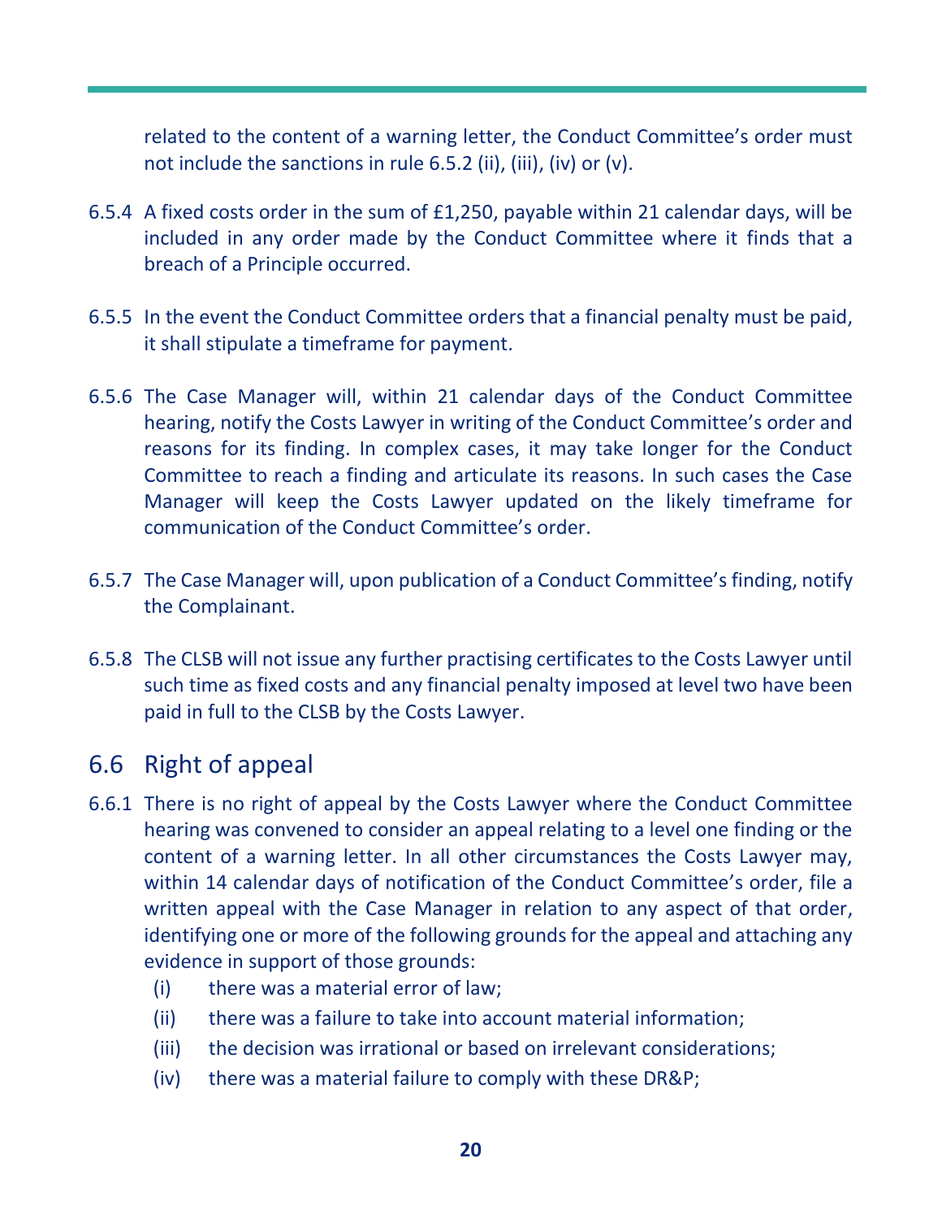related to the content of a warning letter, the Conduct Committee's order must not include the sanctions in rule 6.5.2 (ii), (iii), (iv) or (v).

6.5.4 A fixed costs order in the sum of £1,250, payable within 21 calendar days, will be included in any order made by the Conduct Committee where it finds that a breach of a Principle occurred.

6.5.5 In the event the Conduct Committee orders that a financial penalty must be paid, it shall stipulate a timeframe for payment.

6.5.6 The Case Manager will, within 21 calendar days of the Conduct Committee hearing, notify the Costs Lawyer in writing of the Conduct Committee's order and reasons for its finding. In complex cases, it may take longer for the Conduct Committee to reach a finding and articulate its reasons. In such cases the Case Manager will keep the Costs Lawyer updated on the likely timeframe for communication of the Conduct Committee's order.

6.5.7 The Case Manager will, upon publication of a Conduct Committee's finding, notify the Complainant.

6.5.8 The CLSB will not issue any further practising certificates to the Costs Lawyer until such time as fixed costs and any financial penalty imposed at level two have been paid in full to the CLSB by the Costs Lawyer.

## 6.6 Right of appeal

6.6.1 There is no right of appeal by the Costs Lawyer where the Conduct Committee hearing was convened to consider an appeal relating to a level one finding or the content of a warning letter. In all other circumstances the Costs Lawyer may, within 14 calendar days of notification of the Conduct Committee's order, file a written appeal with the Case Manager in relation to any aspect of that order, identifying one or more of the following grounds for the appeal and attaching any evidence in support of those grounds:

- (i) there was a material error of law;
- (ii) there was a failure to take into account material information;
- (iii) the decision was irrational or based on irrelevant considerations;
- (iv) there was a material failure to comply with these DR&P;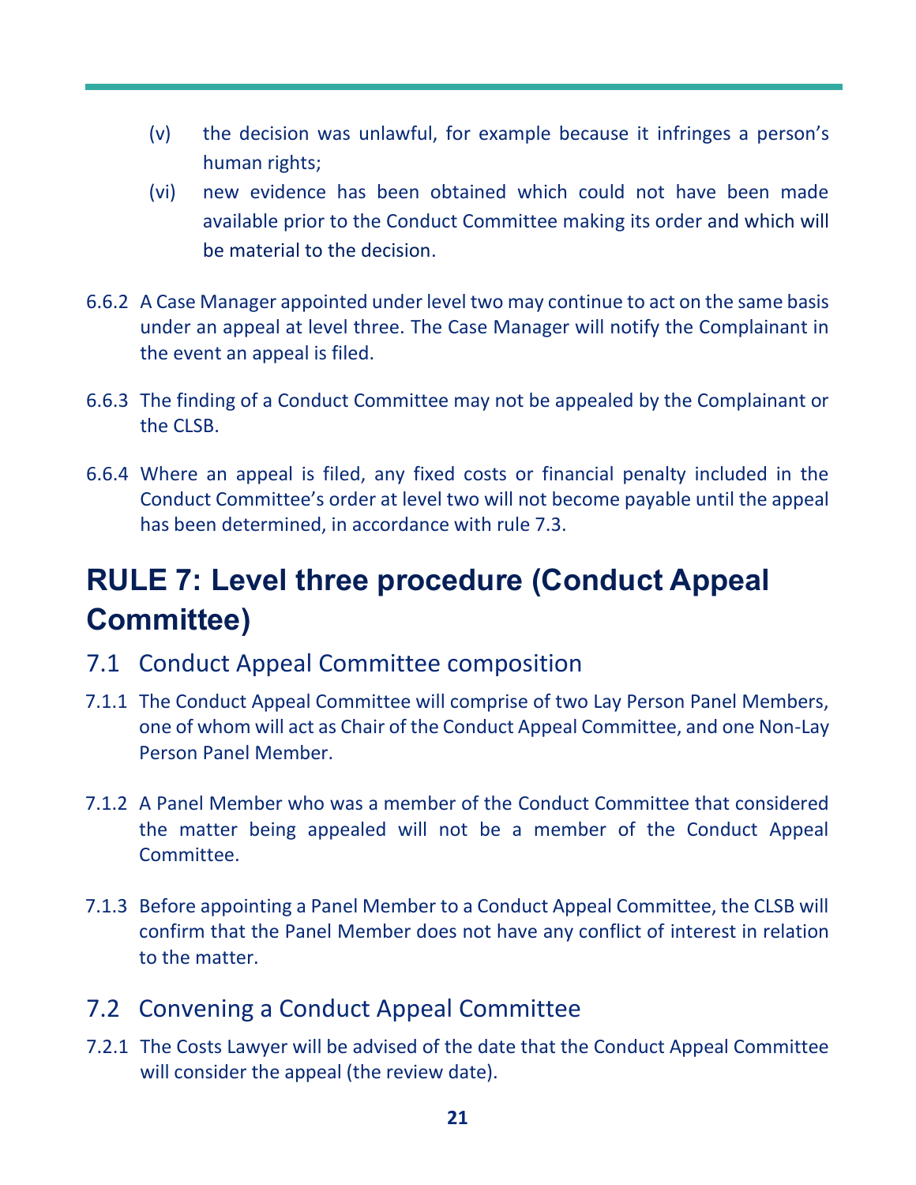(v) the decision was unlawful, for example because it infringes a person's human rights;

(vi) new evidence has been obtained which could not have been made available prior to the Conduct Committee making its order and which will be material to the decision.

6.6.2 A Case Manager appointed under level two may continue to act on the same basis under an appeal at level three. The Case Manager will notify the Complainant in the event an appeal is filed.

6.6.3 The finding of a Conduct Committee may not be appealed by the Complainant or the CLSB.

6.6.4 Where an appeal is filed, any fixed costs or financial penalty included in the Conduct Committee's order at level two will not become payable until the appeal has been determined, in accordance with rule 7.3.

# RULE 7: Level three procedure (Conduct Appeal Committee)

## 7.1 Conduct Appeal Committee composition

7.1.1 The Conduct Appeal Committee will comprise of two Lay Person Panel Members, one of whom will act as Chair of the Conduct Appeal Committee, and one Non-Lay Person Panel Member.

7.1.2 A Panel Member who was a member of the Conduct Committee that considered the matter being appealed will not be a member of the Conduct Appeal Committee.

7.1.3 Before appointing a Panel Member to a Conduct Appeal Committee, the CLSB will confirm that the Panel Member does not have any conflict of interest in relation to the matter.

## 7.2 Convening a Conduct Appeal Committee

7.2.1 The Costs Lawyer will be advised of the date that the Conduct Appeal Committee will consider the appeal (the review date).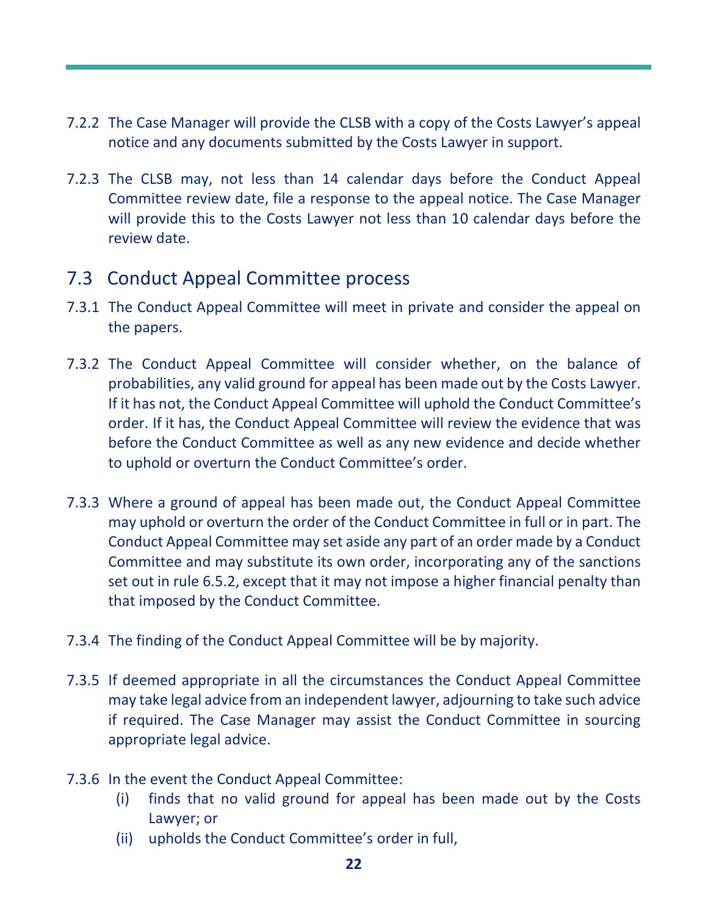7.2.2 The Case Manager will provide the CLSB with a copy of the Costs Lawyer's appeal notice and any documents submitted by the Costs Lawyer in support.

7.2.3 The CLSB may, not less than 14 calendar days before the Conduct Appeal Committee review date, file a response to the appeal notice. The Case Manager will provide this to the Costs Lawyer not less than 10 calendar days before the review date.

## 7.3 Conduct Appeal Committee process

7.3.1 The Conduct Appeal Committee will meet in private and consider the appeal on the papers.

7.3.2 The Conduct Appeal Committee will consider whether, on the balance of probabilities, any valid ground for appeal has been made out by the Costs Lawyer. If it has not, the Conduct Appeal Committee will uphold the Conduct Committee's order. If it has, the Conduct Appeal Committee will review the evidence that was before the Conduct Committee as well as any new evidence and decide whether to uphold or overturn the Conduct Committee's order.

7.3.3 Where a ground of appeal has been made out, the Conduct Appeal Committee may uphold or overturn the order of the Conduct Committee in full or in part. The Conduct Appeal Committee may set aside any part of an order made by a Conduct Committee and may substitute its own order, incorporating any of the sanctions set out in rule 6.5.2, except that it may not impose a higher financial penalty than that imposed by the Conduct Committee.

7.3.4 The finding of the Conduct Appeal Committee will be by majority.

7.3.5 If deemed appropriate in all the circumstances the Conduct Appeal Committee may take legal advice from an independent lawyer, adjourning to take such advice if required. The Case Manager may assist the Conduct Committee in sourcing appropriate legal advice.

7.3.6 In the event the Conduct Appeal Committee:

(i) finds that no valid ground for appeal has been made out by the Costs Lawyer; or

(ii) upholds the Conduct Committee's order in full,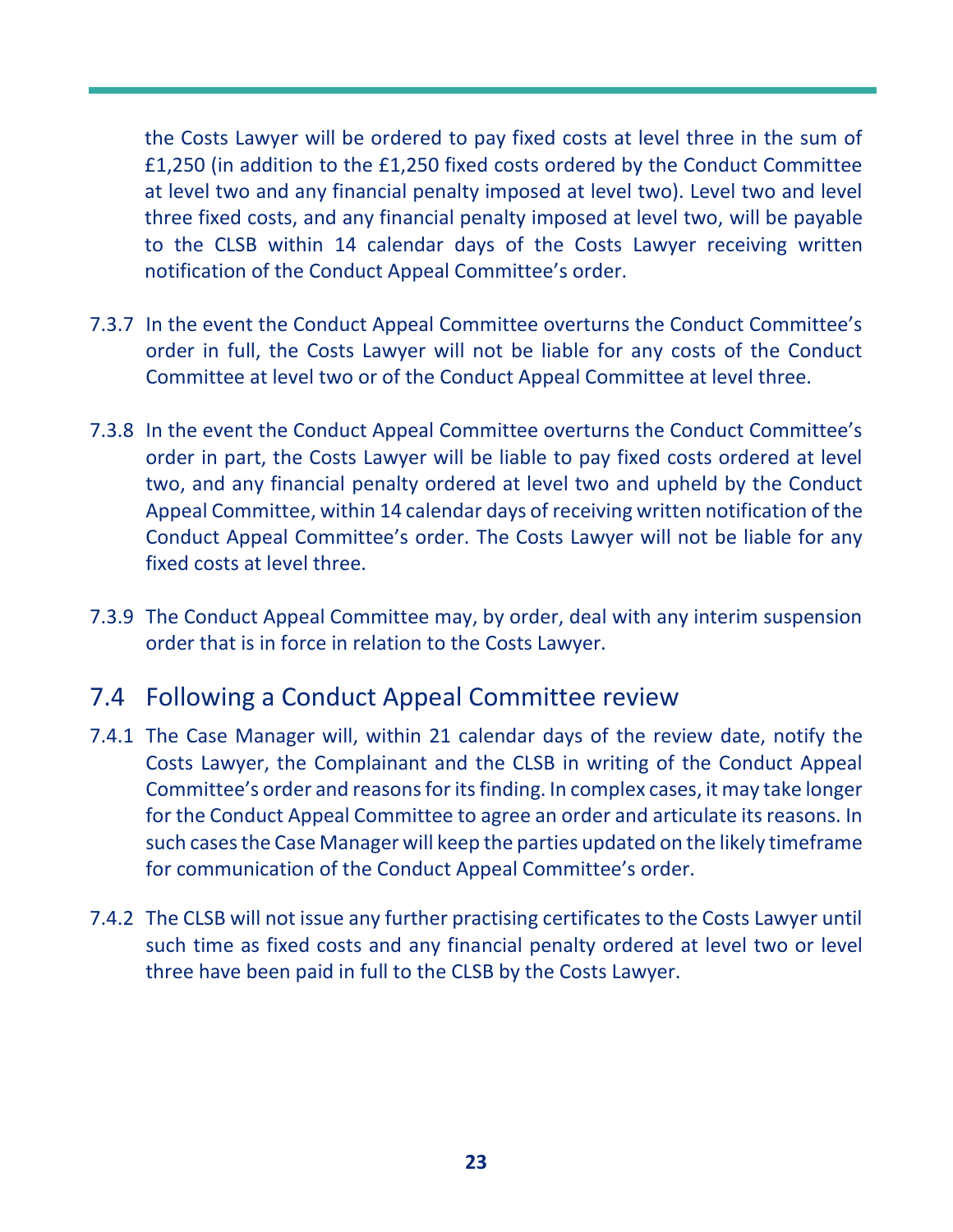the Costs Lawyer will be ordered to pay fixed costs at level three in the sum of £1,250 (in addition to the £1,250 fixed costs ordered by the Conduct Committee at level two and any financial penalty imposed at level two). Level two and level three fixed costs, and any financial penalty imposed at level two, will be payable to the CLSB within 14 calendar days of the Costs Lawyer receiving written notification of the Conduct Appeal Committee's order.

7.3.7 In the event the Conduct Appeal Committee overturns the Conduct Committee's order in full, the Costs Lawyer will not be liable for any costs of the Conduct Committee at level two or of the Conduct Appeal Committee at level three.

7.3.8 In the event the Conduct Appeal Committee overturns the Conduct Committee's order in part, the Costs Lawyer will be liable to pay fixed costs ordered at level two, and any financial penalty ordered at level two and upheld by the Conduct Appeal Committee, within 14 calendar days of receiving written notification of the Conduct Appeal Committee's order. The Costs Lawyer will not be liable for any fixed costs at level three.

7.3.9 The Conduct Appeal Committee may, by order, deal with any interim suspension order that is in force in relation to the Costs Lawyer.

## 7.4 Following a Conduct Appeal Committee review

7.4.1 The Case Manager will, within 21 calendar days of the review date, notify the Costs Lawyer, the Complainant and the CLSB in writing of the Conduct Appeal Committee's order and reasons for its finding. In complex cases, it may take longer for the Conduct Appeal Committee to agree an order and articulate its reasons. In such cases the Case Manager will keep the parties updated on the likely timeframe for communication of the Conduct Appeal Committee's order.

7.4.2 The CLSB will not issue any further practising certificates to the Costs Lawyer until such time as fixed costs and any financial penalty ordered at level two or level three have been paid in full to the CLSB by the Costs Lawyer.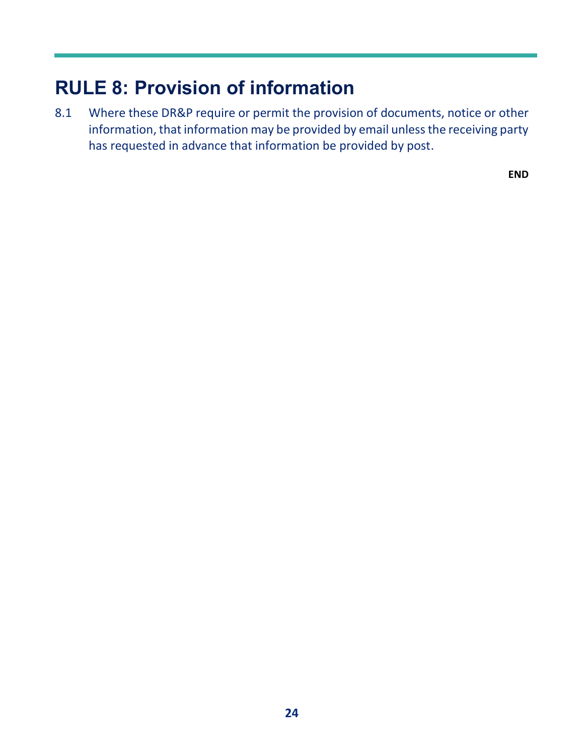# RULE 8: Provision of information

8.1 Where these DR&P require or permit the provision of documents, notice or other information, that information may be provided by email unless the receiving party has requested in advance that information be provided by post.

**END**